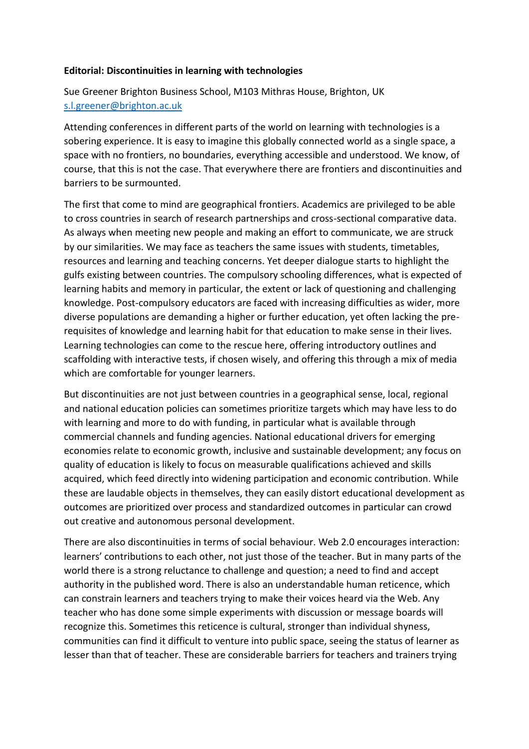**Editorial: Discontinuities in learning with technologies**

Sue Greener Brighton Business School, M103 Mithras House, Brighton, UK
s.l.greener@brighton.ac.uk

Attending conferences in different parts of the world on learning with technologies is a sobering experience. It is easy to imagine this globally connected world as a single space, a space with no frontiers, no boundaries, everything accessible and understood. We know, of course, that this is not the case. That everywhere there are frontiers and discontinuities and barriers to be surmounted.

The first that come to mind are geographical frontiers. Academics are privileged to be able to cross countries in search of research partnerships and cross-sectional comparative data. As always when meeting new people and making an effort to communicate, we are struck by our similarities. We may face as teachers the same issues with students, timetables, resources and learning and teaching concerns. Yet deeper dialogue starts to highlight the gulfs existing between countries. The compulsory schooling differences, what is expected of learning habits and memory in particular, the extent or lack of questioning and challenging knowledge. Post-compulsory educators are faced with increasing difficulties as wider, more diverse populations are demanding a higher or further education, yet often lacking the pre-requisites of knowledge and learning habit for that education to make sense in their lives. Learning technologies can come to the rescue here, offering introductory outlines and scaffolding with interactive tests, if chosen wisely, and offering this through a mix of media which are comfortable for younger learners.

But discontinuities are not just between countries in a geographical sense, local, regional and national education policies can sometimes prioritize targets which may have less to do with learning and more to do with funding, in particular what is available through commercial channels and funding agencies. National educational drivers for emerging economies relate to economic growth, inclusive and sustainable development; any focus on quality of education is likely to focus on measurable qualifications achieved and skills acquired, which feed directly into widening participation and economic contribution. While these are laudable objects in themselves, they can easily distort educational development as outcomes are prioritized over process and standardized outcomes in particular can crowd out creative and autonomous personal development.

There are also discontinuities in terms of social behaviour. Web 2.0 encourages interaction: learners' contributions to each other, not just those of the teacher. But in many parts of the world there is a strong reluctance to challenge and question; a need to find and accept authority in the published word. There is also an understandable human reticence, which can constrain learners and teachers trying to make their voices heard via the Web. Any teacher who has done some simple experiments with discussion or message boards will recognize this. Sometimes this reticence is cultural, stronger than individual shyness, communities can find it difficult to venture into public space, seeing the status of learner as lesser than that of teacher. These are considerable barriers for teachers and trainers trying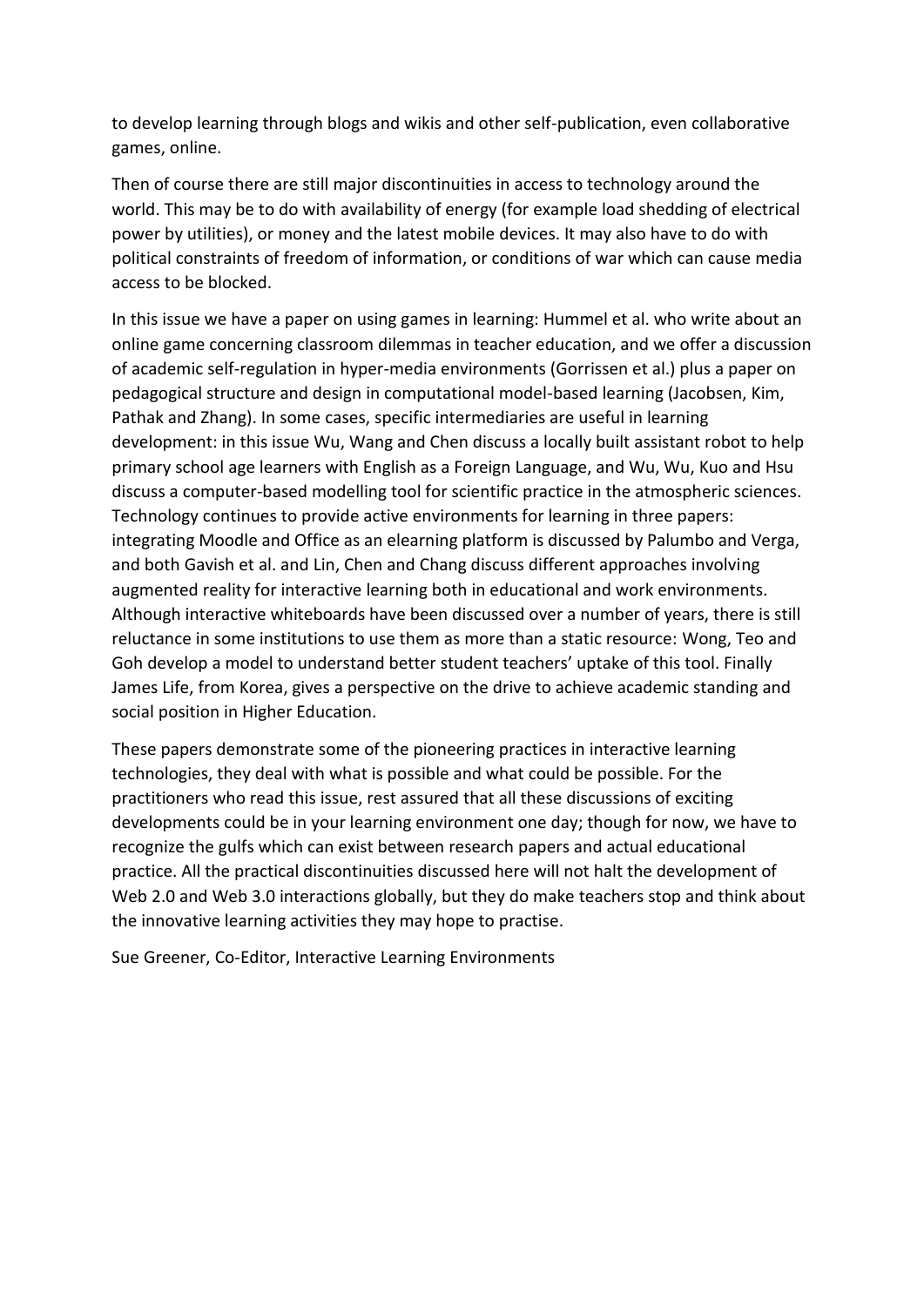to develop learning through blogs and wikis and other self-publication, even collaborative games, online.

Then of course there are still major discontinuities in access to technology around the world. This may be to do with availability of energy (for example load shedding of electrical power by utilities), or money and the latest mobile devices. It may also have to do with political constraints of freedom of information, or conditions of war which can cause media access to be blocked.

In this issue we have a paper on using games in learning: Hummel et al. who write about an online game concerning classroom dilemmas in teacher education, and we offer a discussion of academic self-regulation in hyper-media environments (Gorrissen et al.) plus a paper on pedagogical structure and design in computational model-based learning (Jacobsen, Kim, Pathak and Zhang). In some cases, specific intermediaries are useful in learning development: in this issue Wu, Wang and Chen discuss a locally built assistant robot to help primary school age learners with English as a Foreign Language, and Wu, Wu, Kuo and Hsu discuss a computer-based modelling tool for scientific practice in the atmospheric sciences. Technology continues to provide active environments for learning in three papers: integrating Moodle and Office as an elearning platform is discussed by Palumbo and Verga, and both Gavish et al. and Lin, Chen and Chang discuss different approaches involving augmented reality for interactive learning both in educational and work environments. Although interactive whiteboards have been discussed over a number of years, there is still reluctance in some institutions to use them as more than a static resource: Wong, Teo and Goh develop a model to understand better student teachers' uptake of this tool. Finally James Life, from Korea, gives a perspective on the drive to achieve academic standing and social position in Higher Education.

These papers demonstrate some of the pioneering practices in interactive learning technologies, they deal with what is possible and what could be possible. For the practitioners who read this issue, rest assured that all these discussions of exciting developments could be in your learning environment one day; though for now, we have to recognize the gulfs which can exist between research papers and actual educational practice. All the practical discontinuities discussed here will not halt the development of Web 2.0 and Web 3.0 interactions globally, but they do make teachers stop and think about the innovative learning activities they may hope to practise.

Sue Greener, Co-Editor, Interactive Learning Environments